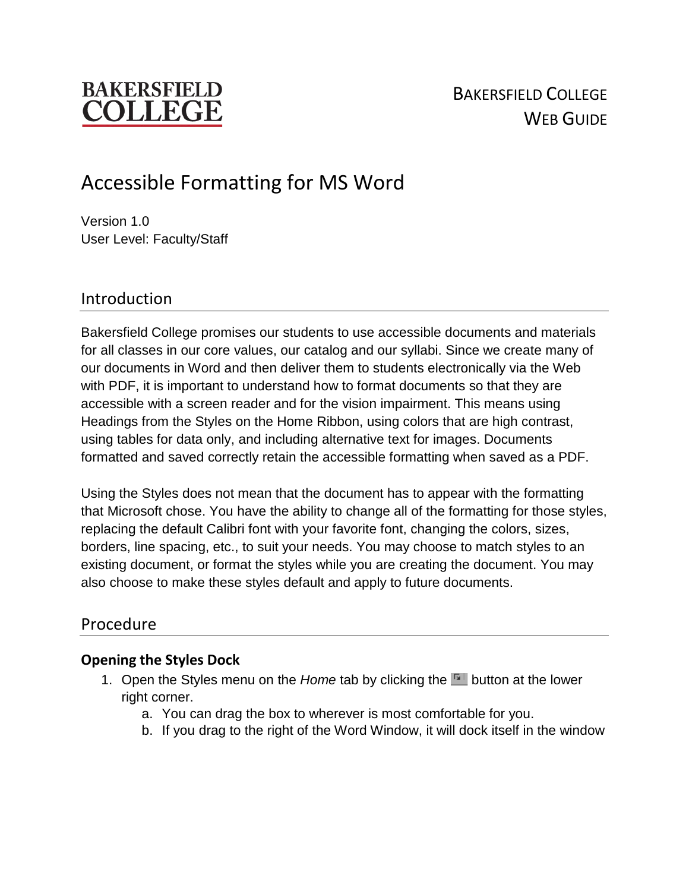BAKERSFIELD COLLEGE

BAKERSFIELD COLLEGE
WEB GUIDE

# Accessible Formatting for MS Word

Version 1.0
User Level: Faculty/Staff

## Introduction

Bakersfield College promises our students to use accessible documents and materials for all classes in our core values, our catalog and our syllabi. Since we create many of our documents in Word and then deliver them to students electronically via the Web with PDF, it is important to understand how to format documents so that they are accessible with a screen reader and for the vision impairment. This means using Headings from the Styles on the Home Ribbon, using colors that are high contrast, using tables for data only, and including alternative text for images. Documents formatted and saved correctly retain the accessible formatting when saved as a PDF.

Using the Styles does not mean that the document has to appear with the formatting that Microsoft chose. You have the ability to change all of the formatting for those styles, replacing the default Calibri font with your favorite font, changing the colors, sizes, borders, line spacing, etc., to suit your needs. You may choose to match styles to an existing document, or format the styles while you are creating the document. You may also choose to make these styles default and apply to future documents.

## Procedure

### Opening the Styles Dock

1. Open the Styles menu on the *Home* tab by clicking the button at the lower right corner.
   a. You can drag the box to wherever is most comfortable for you.
   b. If you drag to the right of the Word Window, it will dock itself in the window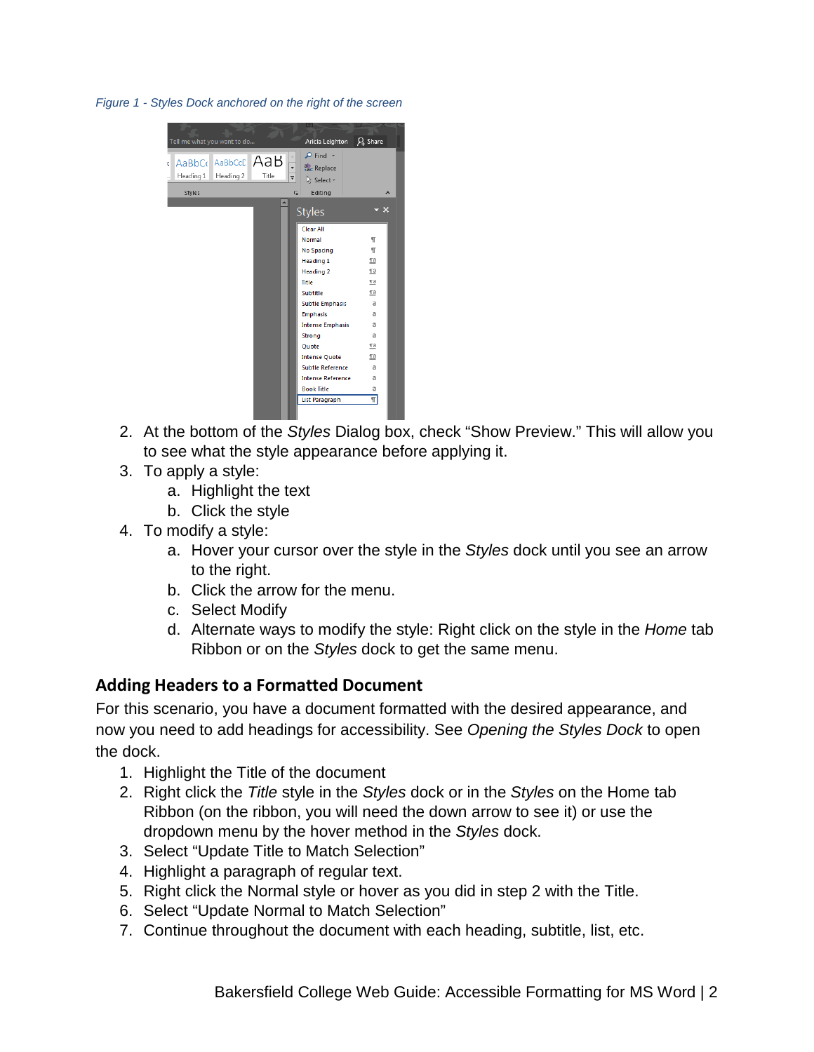*Figure 1 - Styles Dock anchored on the right of the screen*

2. At the bottom of the *Styles* Dialog box, check “Show Preview.” This will allow you to see what the style appearance before applying it.
3. To apply a style:
   a. Highlight the text
   b. Click the style
4. To modify a style:
   a. Hover your cursor over the style in the *Styles* dock until you see an arrow to the right.
   b. Click the arrow for the menu.
   c. Select Modify
   d. Alternate ways to modify the style: Right click on the style in the *Home* tab Ribbon or on the *Styles* dock to get the same menu.

## Adding Headers to a Formatted Document

For this scenario, you have a document formatted with the desired appearance, and now you need to add headings for accessibility. See *Opening the Styles Dock* to open the dock.

1. Highlight the Title of the document
2. Right click the *Title* style in the *Styles* dock or in the *Styles* on the Home tab Ribbon (on the ribbon, you will need the down arrow to see it) or use the dropdown menu by the hover method in the *Styles* dock.
3. Select “Update Title to Match Selection”
4. Highlight a paragraph of regular text.
5. Right click the Normal style or hover as you did in step 2 with the Title.
6. Select “Update Normal to Match Selection”
7. Continue throughout the document with each heading, subtitle, list, etc.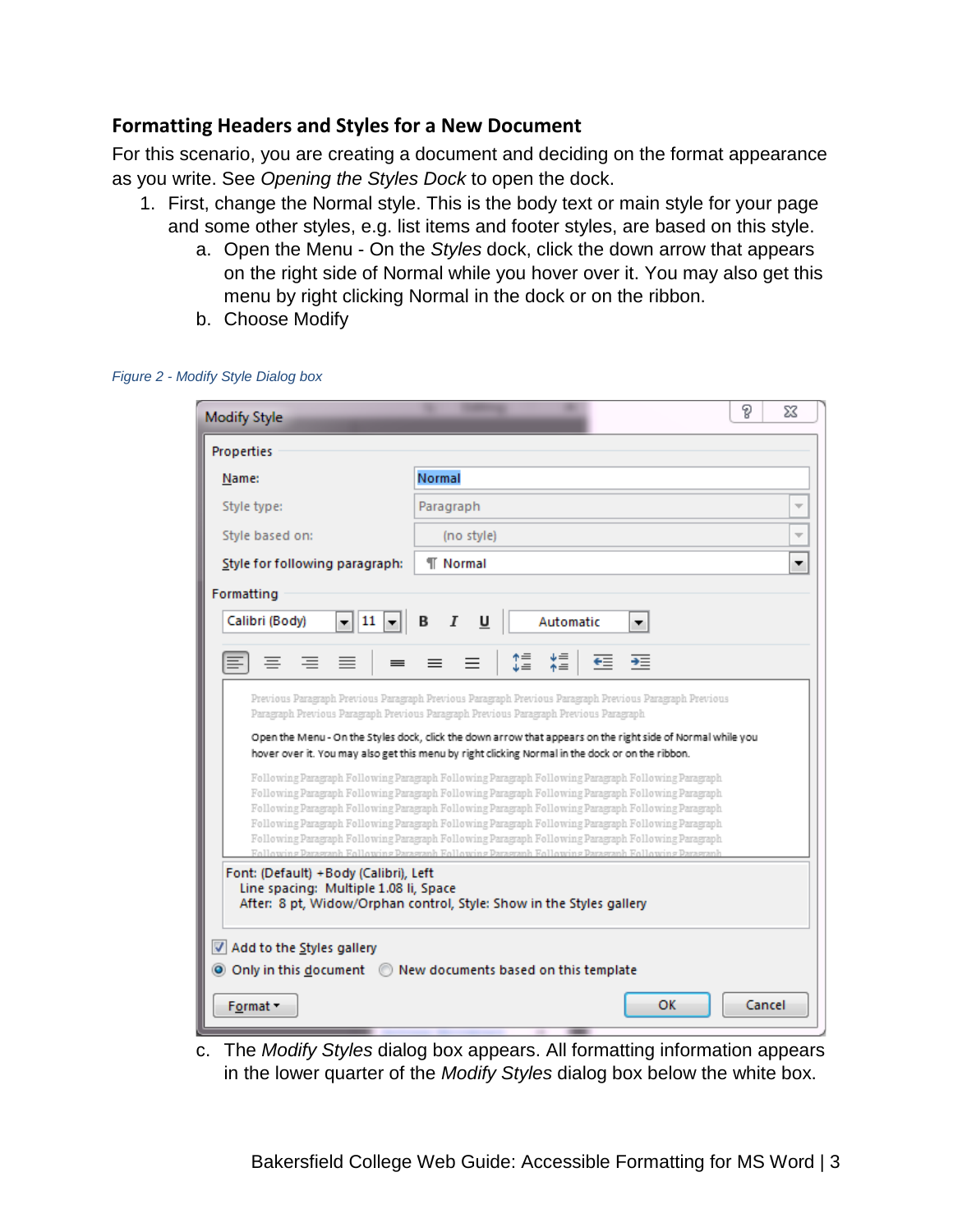### Formatting Headers and Styles for a New Document

For this scenario, you are creating a document and deciding on the format appearance as you write. See *Opening the Styles Dock* to open the dock.

1. First, change the Normal style. This is the body text or main style for your page and some other styles, e.g. list items and footer styles, are based on this style.
   a. Open the Menu - On the *Styles* dock, click the down arrow that appears on the right side of Normal while you hover over it. You may also get this menu by right clicking Normal in the dock or on the ribbon.
   b. Choose Modify

*Figure 2 - Modify Style Dialog box*

   c. The *Modify Styles* dialog box appears. All formatting information appears in the lower quarter of the *Modify Styles* dialog box below the white box.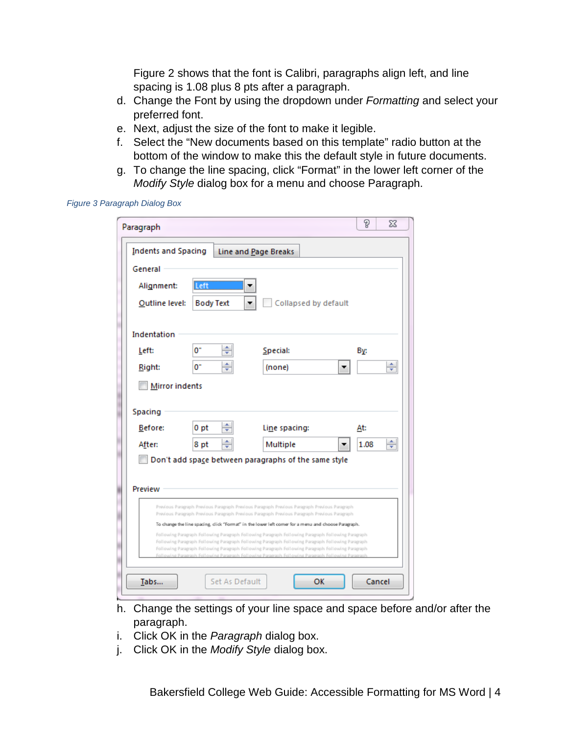Figure 2 shows that the font is Calibri, paragraphs align left, and line spacing is 1.08 plus 8 pts after a paragraph.

d. Change the Font by using the dropdown under *Formatting* and select your preferred font.
e. Next, adjust the size of the font to make it legible.
f. Select the “New documents based on this template” radio button at the bottom of the window to make this the default style in future documents.
g. To change the line spacing, click “Format” in the lower left corner of the *Modify Style* dialog box for a menu and choose Paragraph.

*Figure 3 Paragraph Dialog Box*

h. Change the settings of your line space and space before and/or after the paragraph.
i. Click OK in the *Paragraph* dialog box.
j. Click OK in the *Modify Style* dialog box.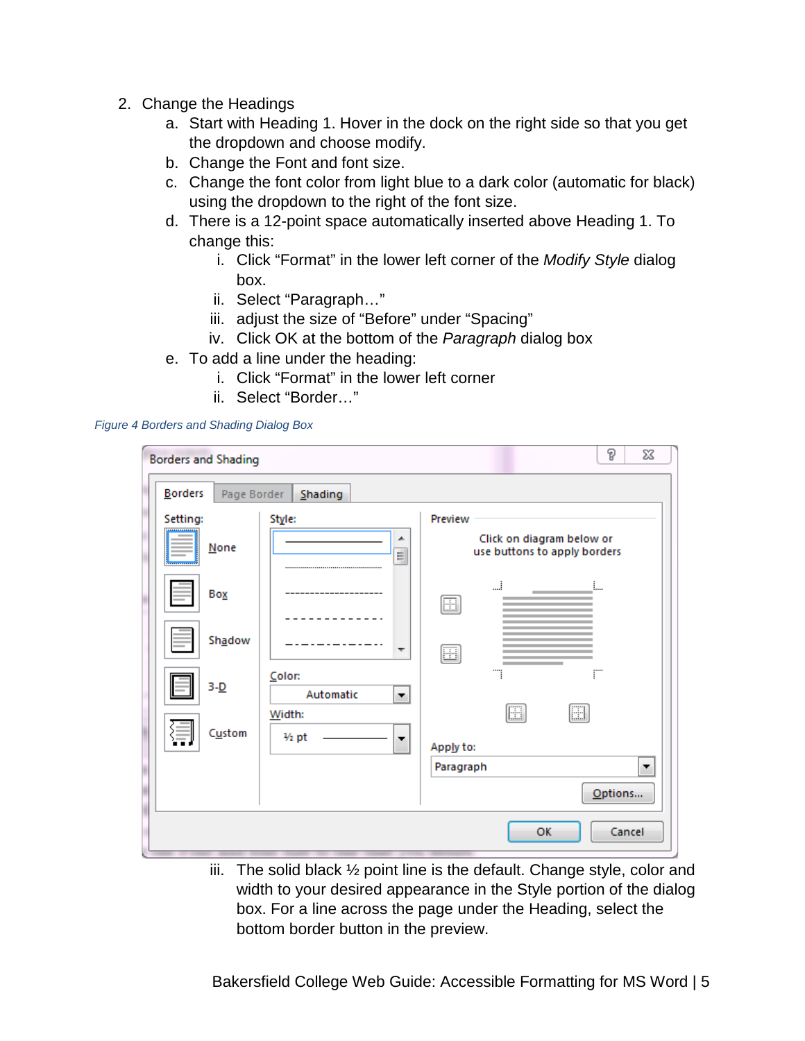2. Change the Headings
    a. Start with Heading 1. Hover in the dock on the right side so that you get the dropdown and choose modify.
    b. Change the Font and font size.
    c. Change the font color from light blue to a dark color (automatic for black) using the dropdown to the right of the font size.
    d. There is a 12-point space automatically inserted above Heading 1. To change this:
        i. Click "Format" in the lower left corner of the *Modify Style* dialog box.
        ii. Select "Paragraph…"
        iii. adjust the size of "Before" under "Spacing"
        iv. Click OK at the bottom of the *Paragraph* dialog box
    e. To add a line under the heading:
        i. Click "Format" in the lower left corner
        ii. Select "Border…"

*Figure 4 Borders and Shading Dialog Box*

        iii. The solid black ½ point line is the default. Change style, color and width to your desired appearance in the Style portion of the dialog box. For a line across the page under the Heading, select the bottom border button in the preview.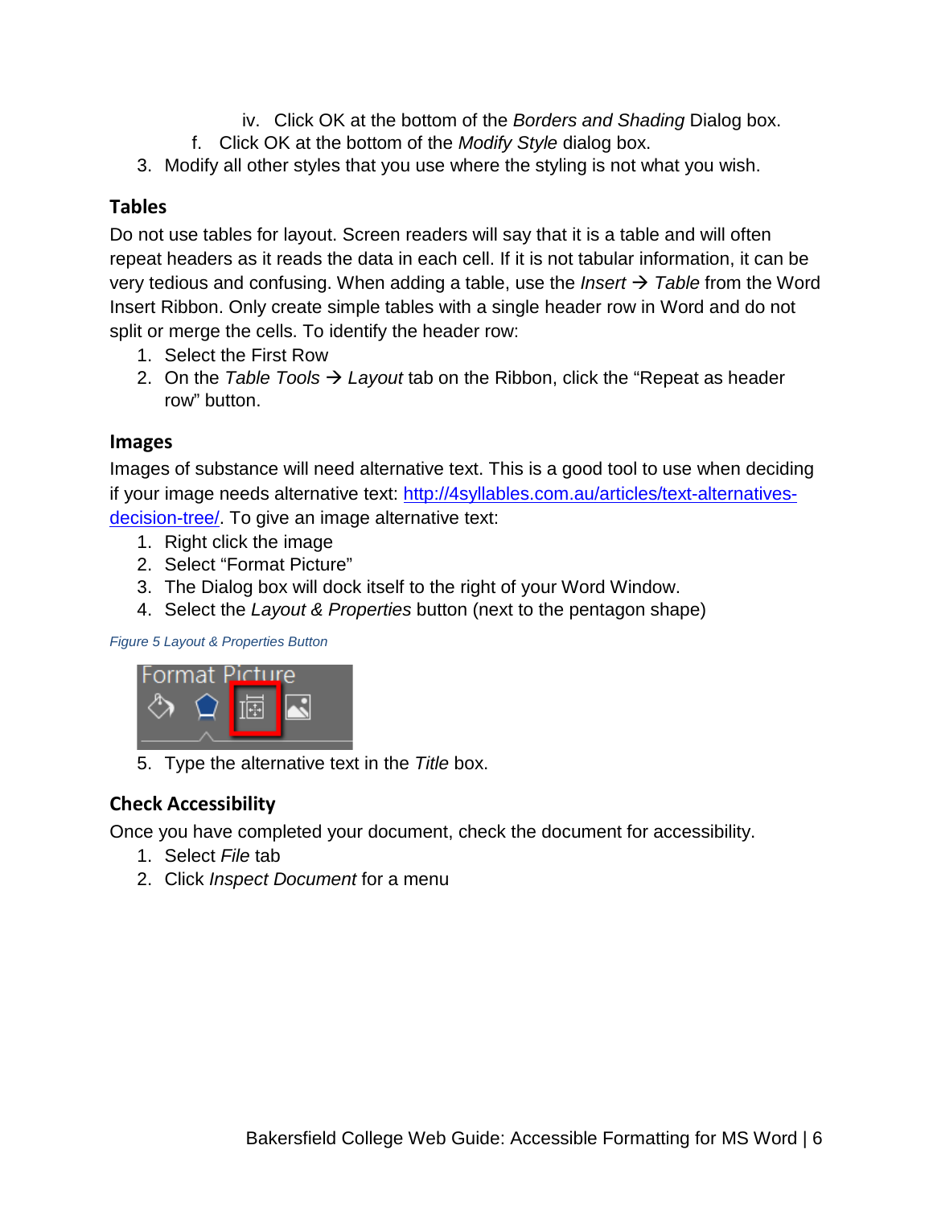iv. Click OK at the bottom of the *Borders and Shading* Dialog box.

  f. Click OK at the bottom of the *Modify Style* dialog box.

3. Modify all other styles that you use where the styling is not what you wish.

## Tables

Do not use tables for layout. Screen readers will say that it is a table and will often repeat headers as it reads the data in each cell. If it is not tabular information, it can be very tedious and confusing. When adding a table, use the *Insert* → *Table* from the Word Insert Ribbon. Only create simple tables with a single header row in Word and do not split or merge the cells. To identify the header row:

1. Select the First Row
2. On the *Table Tools* → *Layout* tab on the Ribbon, click the "Repeat as header row" button.

## Images

Images of substance will need alternative text. This is a good tool to use when deciding if your image needs alternative text: [http://4syllables.com.au/articles/text-alternatives-decision-tree/](http://4syllables.com.au/articles/text-alternatives-decision-tree/). To give an image alternative text:

1. Right click the image
2. Select "Format Picture"
3. The Dialog box will dock itself to the right of your Word Window.
4. Select the *Layout & Properties* button (next to the pentagon shape)

*Figure 5 Layout & Properties Button*

5. Type the alternative text in the *Title* box.

## Check Accessibility

Once you have completed your document, check the document for accessibility.

1. Select *File* tab
2. Click *Inspect Document* for a menu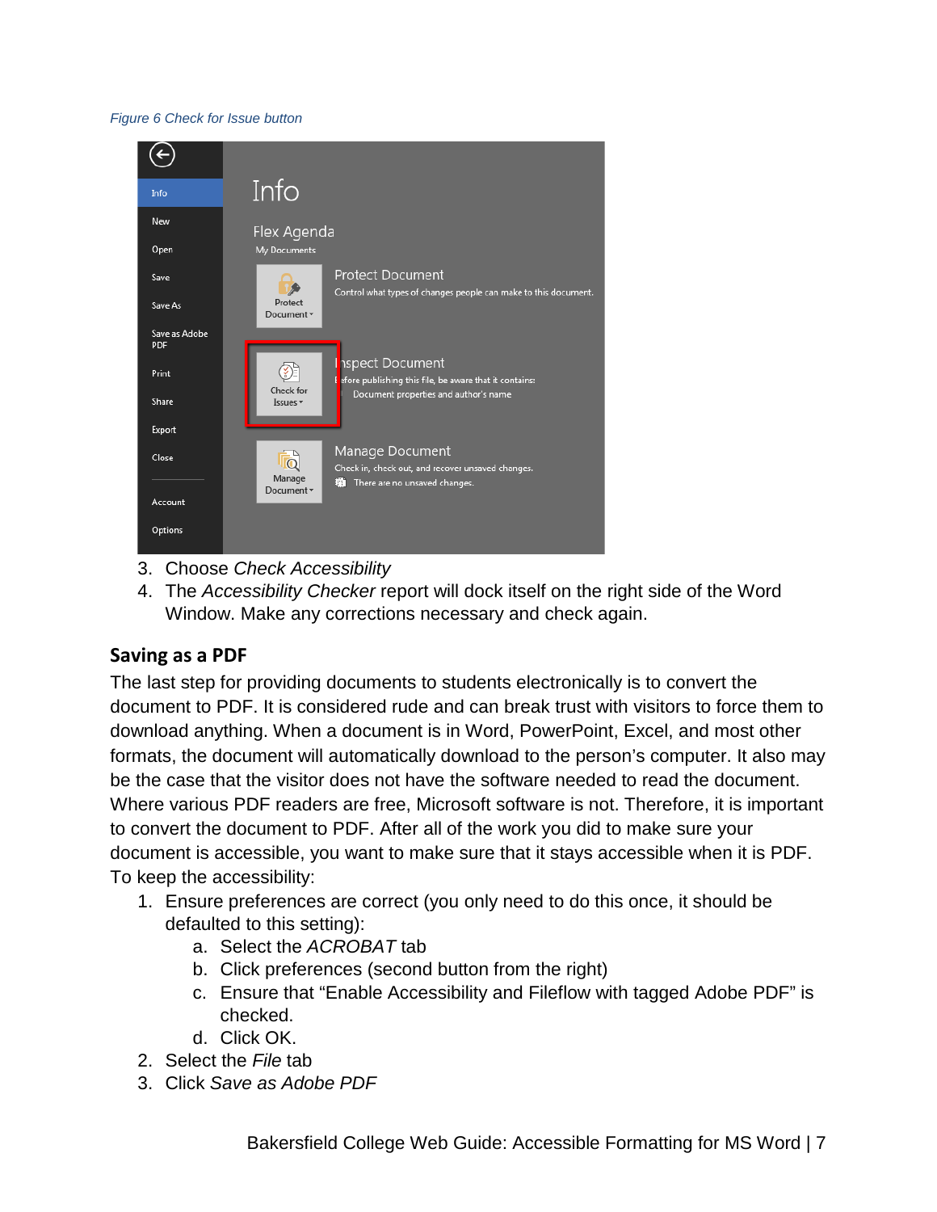*Figure 6 Check for Issue button*

3. Choose *Check Accessibility*
4. The *Accessibility Checker* report will dock itself on the right side of the Word Window. Make any corrections necessary and check again.

## Saving as a PDF

The last step for providing documents to students electronically is to convert the document to PDF. It is considered rude and can break trust with visitors to force them to download anything. When a document is in Word, PowerPoint, Excel, and most other formats, the document will automatically download to the person's computer. It also may be the case that the visitor does not have the software needed to read the document. Where various PDF readers are free, Microsoft software is not. Therefore, it is important to convert the document to PDF. After all of the work you did to make sure your document is accessible, you want to make sure that it stays accessible when it is PDF. To keep the accessibility:

1. Ensure preferences are correct (you only need to do this once, it should be defaulted to this setting):
   a. Select the *ACROBAT* tab
   b. Click preferences (second button from the right)
   c. Ensure that "Enable Accessibility and Fileflow with tagged Adobe PDF" is checked.
   d. Click OK.
2. Select the *File* tab
3. Click *Save as Adobe PDF*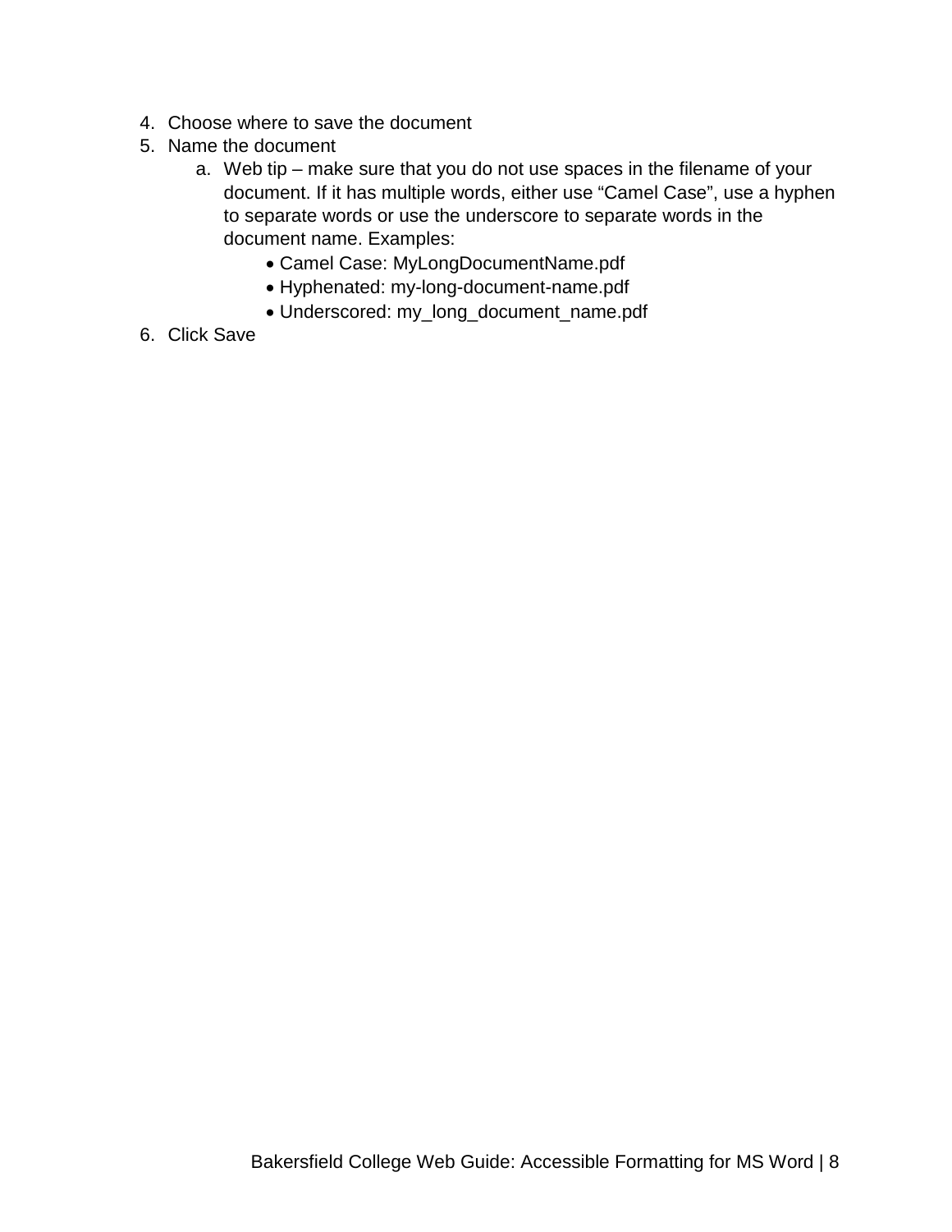4. Choose where to save the document
5. Name the document
    a. Web tip – make sure that you do not use spaces in the filename of your document. If it has multiple words, either use “Camel Case”, use a hyphen to separate words or use the underscore to separate words in the document name. Examples:
        - Camel Case: MyLongDocumentName.pdf
        - Hyphenated: my-long-document-name.pdf
        - Underscored: my_long_document_name.pdf
6. Click Save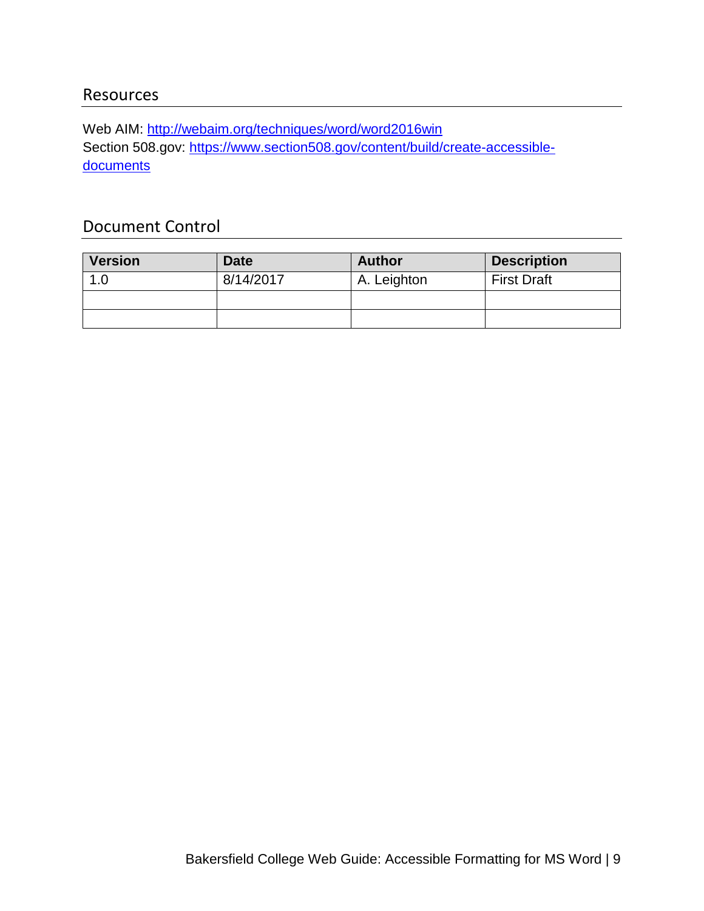## Resources

Web AIM: [http://webaim.org/techniques/word/word2016win](http://webaim.org/techniques/word/word2016win)
Section 508.gov: [https://www.section508.gov/content/build/create-accessible-documents](https://www.section508.gov/content/build/create-accessible-documents)

## Document Control

| Version | Date | Author | Description |
|---|---|---|---|
| 1.0 | 8/14/2017 | A. Leighton | First Draft |
| | | | |
| | | | |